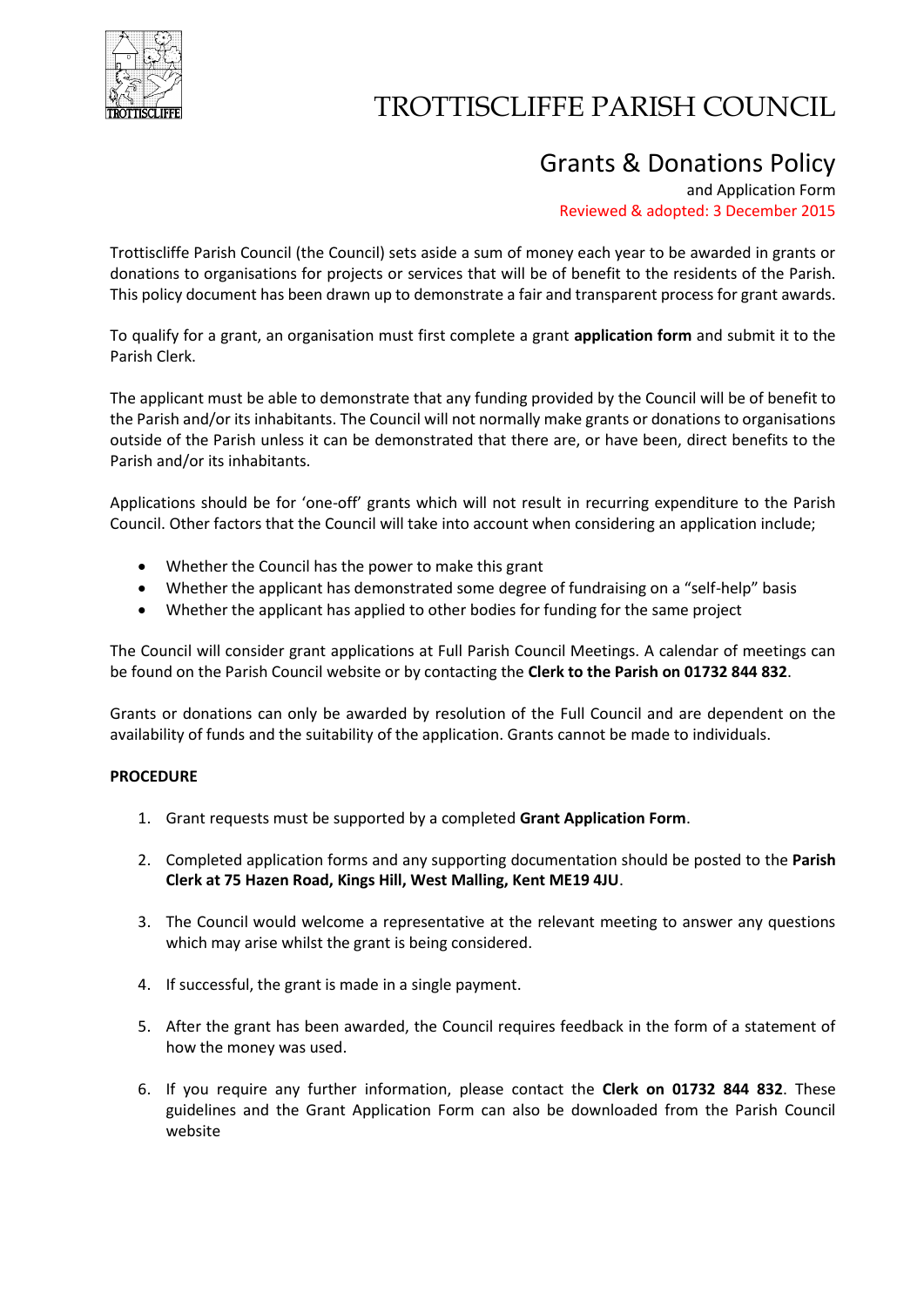# TROTTISCLIFFE PARISH COUNCIL

## Grants & Donations Policy

and Application Form

Reviewed & adopted: 3 December 2015

Trottiscliffe Parish Council (the Council) sets aside a sum of money each year to be awarded in grants or donations to organisations for projects or services that will be of benefit to the residents of the Parish. This policy document has been drawn up to demonstrate a fair and transparent process for grant awards.

To qualify for a grant, an organisation must first complete a grant **application form** and submit it to the Parish Clerk.

The applicant must be able to demonstrate that any funding provided by the Council will be of benefit to the Parish and/or its inhabitants. The Council will not normally make grants or donations to organisations outside of the Parish unless it can be demonstrated that there are, or have been, direct benefits to the Parish and/or its inhabitants.

Applications should be for 'one-off' grants which will not result in recurring expenditure to the Parish Council. Other factors that the Council will take into account when considering an application include;

- Whether the Council has the power to make this grant
- Whether the applicant has demonstrated some degree of fundraising on a "self-help" basis
- Whether the applicant has applied to other bodies for funding for the same project

The Council will consider grant applications at Full Parish Council Meetings. A calendar of meetings can be found on the Parish Council website or by contacting the **Clerk to the Parish on 01732 844 832**.

Grants or donations can only be awarded by resolution of the Full Council and are dependent on the availability of funds and the suitability of the application. Grants cannot be made to individuals.

**PROCEDURE**

1. Grant requests must be supported by a completed **Grant Application Form**.

2. Completed application forms and any supporting documentation should be posted to the **Parish Clerk at 75 Hazen Road, Kings Hill, West Malling, Kent ME19 4JU**.

3. The Council would welcome a representative at the relevant meeting to answer any questions which may arise whilst the grant is being considered.

4. If successful, the grant is made in a single payment.

5. After the grant has been awarded, the Council requires feedback in the form of a statement of how the money was used.

6. If you require any further information, please contact the **Clerk on 01732 844 832**. These guidelines and the Grant Application Form can also be downloaded from the Parish Council website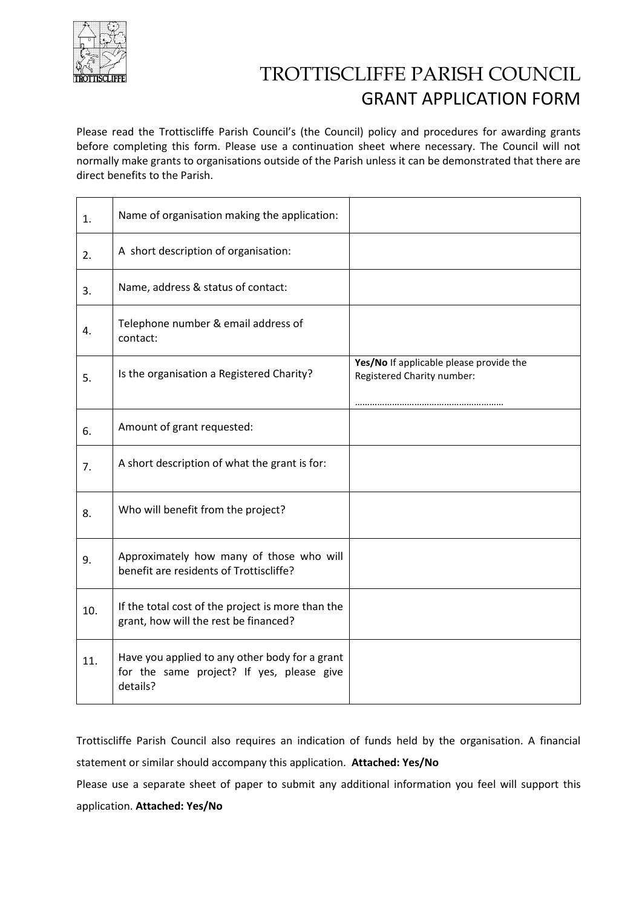# TROTTISCLIFFE PARISH COUNCIL

## GRANT APPLICATION FORM

Please read the Trottiscliffe Parish Council's (the Council) policy and procedures for awarding grants before completing this form. Please use a continuation sheet where necessary. The Council will not normally make grants to organisations outside of the Parish unless it can be demonstrated that there are direct benefits to the Parish.

| | | |
|---|---|---|
| 1. | Name of organisation making the application: | |
| 2. | A short description of organisation: | |
| 3. | Name, address & status of contact: | |
| 4. | Telephone number & email address of contact: | |
| 5. | Is the organisation a Registered Charity? | **Yes/No** If applicable please provide the Registered Charity number: …………………………………………………… |
| 6. | Amount of grant requested: | |
| 7. | A short description of what the grant is for: | |
| 8. | Who will benefit from the project? | |
| 9. | Approximately how many of those who will benefit are residents of Trottiscliffe? | |
| 10. | If the total cost of the project is more than the grant, how will the rest be financed? | |
| 11. | Have you applied to any other body for a grant for the same project? If yes, please give details? | |

Trottiscliffe Parish Council also requires an indication of funds held by the organisation. A financial statement or similar should accompany this application. **Attached: Yes/No**

Please use a separate sheet of paper to submit any additional information you feel will support this application. **Attached: Yes/No**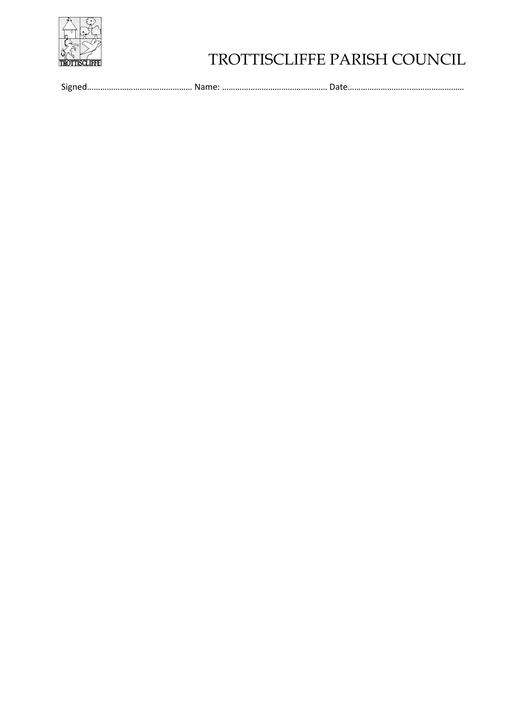Signed………………………………………… Name: ………………………………………… Date……………………….……………………